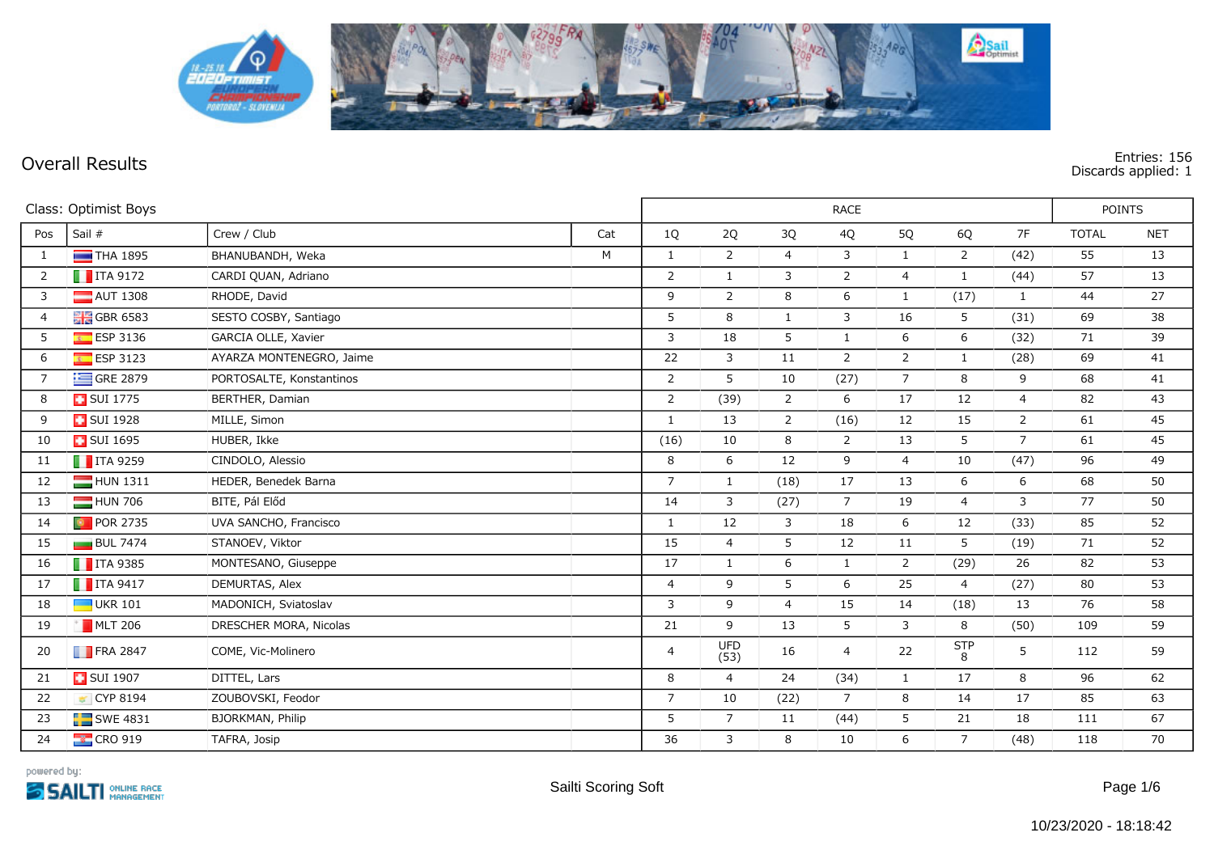# Overall Results

Entries: 156
Discards applied: 1

| Class: Optimist Boys | | | | RACE | | | | | | | POINTS | |
|---|---|---|---|---|---|---|---|---|---|---|---|---|
| Pos | Sail # | Crew / Club | Cat | 1Q | 2Q | 3Q | 4Q | 5Q | 6Q | 7F | TOTAL | NET |
| 1 | THA 1895 | BHANUBANDH, Weka | M | 1 | 2 | 4 | 3 | 1 | 2 | (42) | 55 | 13 |
| 2 | ITA 9172 | CARDI QUAN, Adriano | | 2 | 1 | 3 | 2 | 4 | 1 | (44) | 57 | 13 |
| 3 | AUT 1308 | RHODE, David | | 9 | 2 | 8 | 6 | 1 | (17) | 1 | 44 | 27 |
| 4 | GBR 6583 | SESTO COSBY, Santiago | | 5 | 8 | 1 | 3 | 16 | 5 | (31) | 69 | 38 |
| 5 | ESP 3136 | GARCIA OLLE, Xavier | | 3 | 18 | 5 | 1 | 6 | 6 | (32) | 71 | 39 |
| 6 | ESP 3123 | AYARZA MONTENEGRO, Jaime | | 22 | 3 | 11 | 2 | 2 | 1 | (28) | 69 | 41 |
| 7 | GRE 2879 | PORTOSALTE, Konstantinos | | 2 | 5 | 10 | (27) | 7 | 8 | 9 | 68 | 41 |
| 8 | SUI 1775 | BERTHER, Damian | | 2 | (39) | 2 | 6 | 17 | 12 | 4 | 82 | 43 |
| 9 | SUI 1928 | MILLE, Simon | | 1 | 13 | 2 | (16) | 12 | 15 | 2 | 61 | 45 |
| 10 | SUI 1695 | HUBER, Ikke | | (16) | 10 | 8 | 2 | 13 | 5 | 7 | 61 | 45 |
| 11 | ITA 9259 | CINDOLO, Alessio | | 8 | 6 | 12 | 9 | 4 | 10 | (47) | 96 | 49 |
| 12 | HUN 1311 | HEDER, Benedek Barna | | 7 | 1 | (18) | 17 | 13 | 6 | 6 | 68 | 50 |
| 13 | HUN 706 | BITE, Pál Előd | | 14 | 3 | (27) | 7 | 19 | 4 | 3 | 77 | 50 |
| 14 | POR 2735 | UVA SANCHO, Francisco | | 1 | 12 | 3 | 18 | 6 | 12 | (33) | 85 | 52 |
| 15 | BUL 7474 | STANOEV, Viktor | | 15 | 4 | 5 | 12 | 11 | 5 | (19) | 71 | 52 |
| 16 | ITA 9385 | MONTESANO, Giuseppe | | 17 | 1 | 6 | 1 | 2 | (29) | 26 | 82 | 53 |
| 17 | ITA 9417 | DEMURTAS, Alex | | 4 | 9 | 5 | 6 | 25 | 4 | (27) | 80 | 53 |
| 18 | UKR 101 | MADONICH, Sviatoslav | | 3 | 9 | 4 | 15 | 14 | (18) | 13 | 76 | 58 |
| 19 | MLT 206 | DRESCHER MORA, Nicolas | | 21 | 9 | 13 | 5 | 3 | 8 | (50) | 109 | 59 |
| 20 | FRA 2847 | COME, Vic-Molinero | | 4 | UFD (53) | 16 | 4 | 22 | STP 8 | 5 | 112 | 59 |
| 21 | SUI 1907 | DITTEL, Lars | | 8 | 4 | 24 | (34) | 1 | 17 | 8 | 96 | 62 |
| 22 | CYP 8194 | ZOUBOVSKI, Feodor | | 7 | 10 | (22) | 7 | 8 | 14 | 17 | 85 | 63 |
| 23 | SWE 4831 | BJORKMAN, Philip | | 5 | 7 | 11 | (44) | 5 | 21 | 18 | 111 | 67 |
| 24 | CRO 919 | TAFRA, Josip | | 36 | 3 | 8 | 10 | 6 | 7 | (48) | 118 | 70 |

powered by: SAILTI ONLINE RACE MANAGEMENT

Sailti Scoring Soft

10/23/2020 - 18:18:42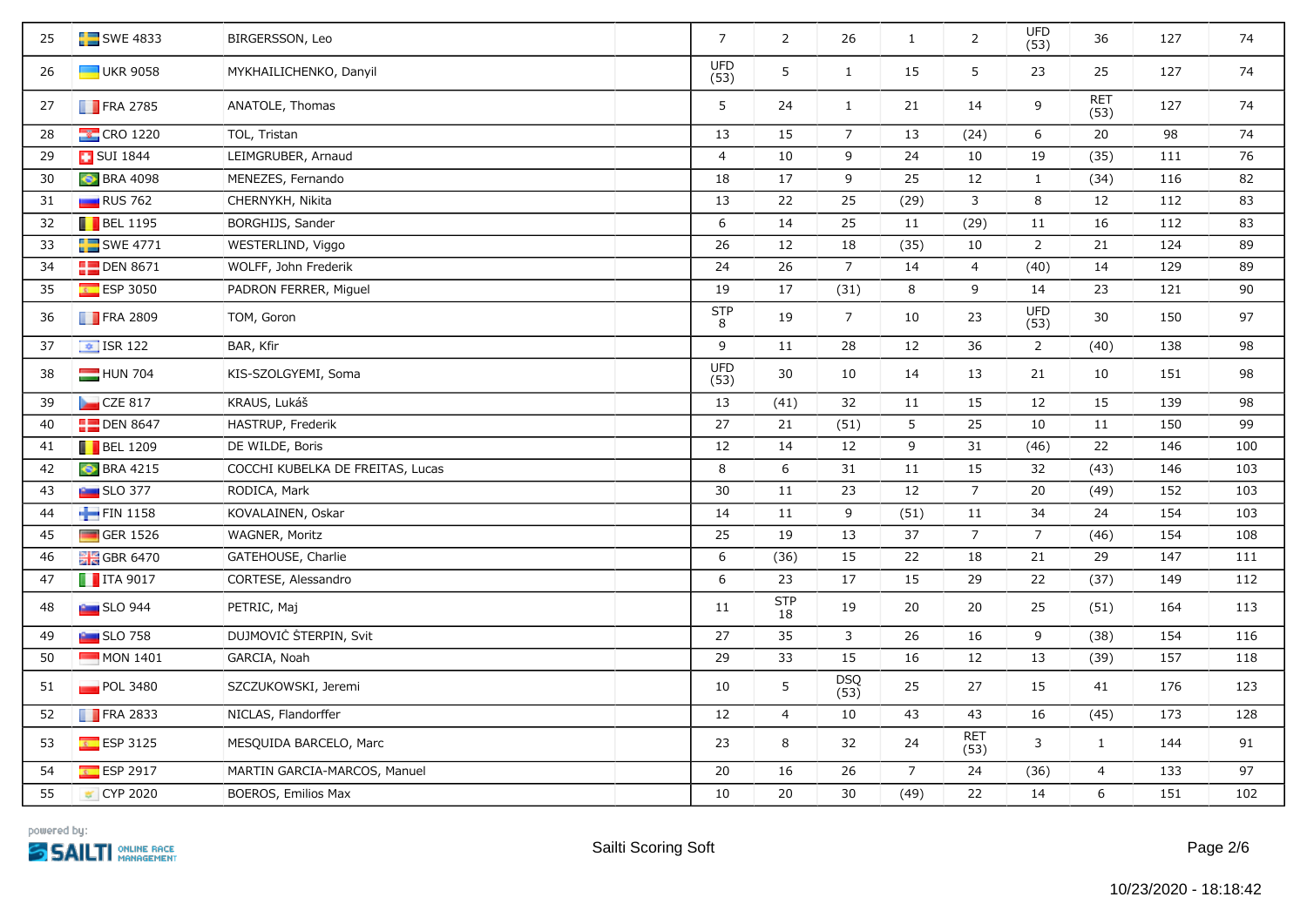| | | | | | | | | | | | | |
|---|---|---|---|---|---|---|---|---|---|---|---|---|
| 25 | SWE 4833 | BIRGERSSON, Leo | | 7 | 2 | 26 | 1 | 2 | UFD (53) | 36 | 127 | 74 |
| 26 | UKR 9058 | MYKHAILICHENKO, Danyil | | UFD (53) | 5 | 1 | 15 | 5 | 23 | 25 | 127 | 74 |
| 27 | FRA 2785 | ANATOLE, Thomas | | 5 | 24 | 1 | 21 | 14 | 9 | RET (53) | 127 | 74 |
| 28 | CRO 1220 | TOL, Tristan | | 13 | 15 | 7 | 13 | (24) | 6 | 20 | 98 | 74 |
| 29 | SUI 1844 | LEIMGRUBER, Arnaud | | 4 | 10 | 9 | 24 | 10 | 19 | (35) | 111 | 76 |
| 30 | BRA 4098 | MENEZES, Fernando | | 18 | 17 | 9 | 25 | 12 | 1 | (34) | 116 | 82 |
| 31 | RUS 762 | CHERNYKH, Nikita | | 13 | 22 | 25 | (29) | 3 | 8 | 12 | 112 | 83 |
| 32 | BEL 1195 | BORGHIJS, Sander | | 6 | 14 | 25 | 11 | (29) | 11 | 16 | 112 | 83 |
| 33 | SWE 4771 | WESTERLIND, Viggo | | 26 | 12 | 18 | (35) | 10 | 2 | 21 | 124 | 89 |
| 34 | DEN 8671 | WOLFF, John Frederik | | 24 | 26 | 7 | 14 | 4 | (40) | 14 | 129 | 89 |
| 35 | ESP 3050 | PADRON FERRER, Miguel | | 19 | 17 | (31) | 8 | 9 | 14 | 23 | 121 | 90 |
| 36 | FRA 2809 | TOM, Goron | | STP 8 | 19 | 7 | 10 | 23 | UFD (53) | 30 | 150 | 97 |
| 37 | ISR 122 | BAR, Kfir | | 9 | 11 | 28 | 12 | 36 | 2 | (40) | 138 | 98 |
| 38 | HUN 704 | KIS-SZOLGYEMI, Soma | | UFD (53) | 30 | 10 | 14 | 13 | 21 | 10 | 151 | 98 |
| 39 | CZE 817 | KRAUS, Lukáš | | 13 | (41) | 32 | 11 | 15 | 12 | 15 | 139 | 98 |
| 40 | DEN 8647 | HASTRUP, Frederik | | 27 | 21 | (51) | 5 | 25 | 10 | 11 | 150 | 99 |
| 41 | BEL 1209 | DE WILDE, Boris | | 12 | 14 | 12 | 9 | 31 | (46) | 22 | 146 | 100 |
| 42 | BRA 4215 | COCCHI KUBELKA DE FREITAS, Lucas | | 8 | 6 | 31 | 11 | 15 | 32 | (43) | 146 | 103 |
| 43 | SLO 377 | RODICA, Mark | | 30 | 11 | 23 | 12 | 7 | 20 | (49) | 152 | 103 |
| 44 | FIN 1158 | KOVALAINEN, Oskar | | 14 | 11 | 9 | (51) | 11 | 34 | 24 | 154 | 103 |
| 45 | GER 1526 | WAGNER, Moritz | | 25 | 19 | 13 | 37 | 7 | 7 | (46) | 154 | 108 |
| 46 | GBR 6470 | GATEHOUSE, Charlie | | 6 | (36) | 15 | 22 | 18 | 21 | 29 | 147 | 111 |
| 47 | ITA 9017 | CORTESE, Alessandro | | 6 | 23 | 17 | 15 | 29 | 22 | (37) | 149 | 112 |
| 48 | SLO 944 | PETRIC, Maj | | 11 | STP 18 | 19 | 20 | 20 | 25 | (51) | 164 | 113 |
| 49 | SLO 758 | DUJMOVIĆ ŠTERPIN, Svit | | 27 | 35 | 3 | 26 | 16 | 9 | (38) | 154 | 116 |
| 50 | MON 1401 | GARCIA, Noah | | 29 | 33 | 15 | 16 | 12 | 13 | (39) | 157 | 118 |
| 51 | POL 3480 | SZCZUKOWSKI, Jeremi | | 10 | 5 | DSQ (53) | 25 | 27 | 15 | 41 | 176 | 123 |
| 52 | FRA 2833 | NICLAS, Flandorffer | | 12 | 4 | 10 | 43 | 43 | 16 | (45) | 173 | 128 |
| 53 | ESP 3125 | MESQUIDA BARCELO, Marc | | 23 | 8 | 32 | 24 | RET (53) | 3 | 1 | 144 | 91 |
| 54 | ESP 2917 | MARTIN GARCIA-MARCOS, Manuel | | 20 | 16 | 26 | 7 | 24 | (36) | 4 | 133 | 97 |
| 55 | CYP 2020 | BOEROS, Emilios Max | | 10 | 20 | 30 | (49) | 22 | 14 | 6 | 151 | 102 |

powered by: SAILTI ONLINE RACE MANAGEMENT

Sailti Scoring Soft

10/23/2020 - 18:18:42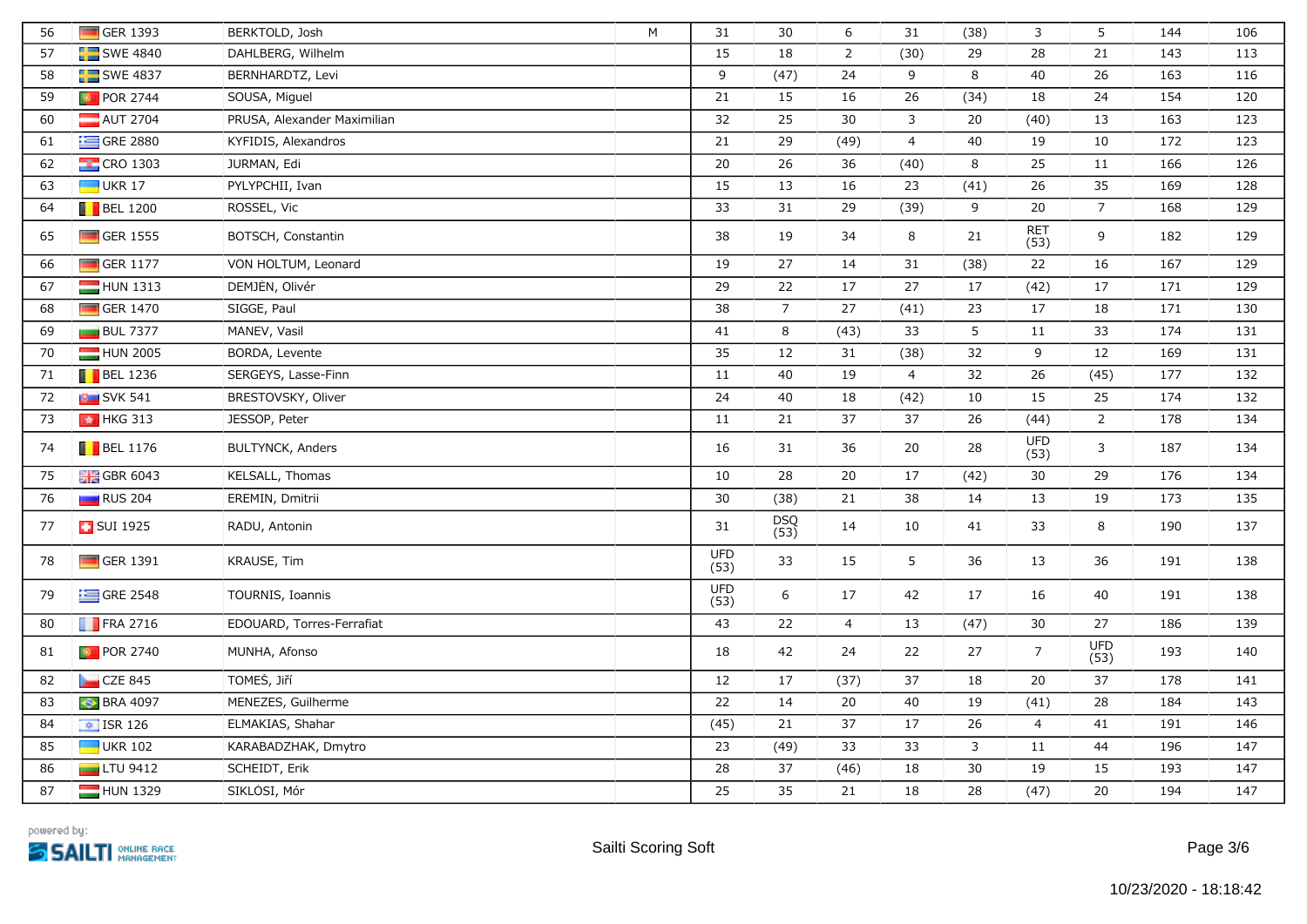| 56 | GER 1393 | BERKTOLD, Josh | M | 31 | 30 | 6 | 31 | (38) | 3 | 5 | 144 | 106 |
|---|---|---|---|---|---|---|---|---|---|---|---|---|
| 57 | SWE 4840 | DAHLBERG, Wilhelm | | 15 | 18 | 2 | (30) | 29 | 28 | 21 | 143 | 113 |
| 58 | SWE 4837 | BERNHARDTZ, Levi | | 9 | (47) | 24 | 9 | 8 | 40 | 26 | 163 | 116 |
| 59 | POR 2744 | SOUSA, Miguel | | 21 | 15 | 16 | 26 | (34) | 18 | 24 | 154 | 120 |
| 60 | AUT 2704 | PRUSA, Alexander Maximilian | | 32 | 25 | 30 | 3 | 20 | (40) | 13 | 163 | 123 |
| 61 | GRE 2880 | KYFIDIS, Alexandros | | 21 | 29 | (49) | 4 | 40 | 19 | 10 | 172 | 123 |
| 62 | CRO 1303 | JURMAN, Edi | | 20 | 26 | 36 | (40) | 8 | 25 | 11 | 166 | 126 |
| 63 | UKR 17 | PYLYPCHII, Ivan | | 15 | 13 | 16 | 23 | (41) | 26 | 35 | 169 | 128 |
| 64 | BEL 1200 | ROSSEL, Vic | | 33 | 31 | 29 | (39) | 9 | 20 | 7 | 168 | 129 |
| 65 | GER 1555 | BOTSCH, Constantin | | 38 | 19 | 34 | 8 | 21 | RET (53) | 9 | 182 | 129 |
| 66 | GER 1177 | VON HOLTUM, Leonard | | 19 | 27 | 14 | 31 | (38) | 22 | 16 | 167 | 129 |
| 67 | HUN 1313 | DEMJÉN, Olivér | | 29 | 22 | 17 | 27 | 17 | (42) | 17 | 171 | 129 |
| 68 | GER 1470 | SIGGE, Paul | | 38 | 7 | 27 | (41) | 23 | 17 | 18 | 171 | 130 |
| 69 | BUL 7377 | MANEV, Vasil | | 41 | 8 | (43) | 33 | 5 | 11 | 33 | 174 | 131 |
| 70 | HUN 2005 | BORDA, Levente | | 35 | 12 | 31 | (38) | 32 | 9 | 12 | 169 | 131 |
| 71 | BEL 1236 | SERGEYS, Lasse-Finn | | 11 | 40 | 19 | 4 | 32 | 26 | (45) | 177 | 132 |
| 72 | SVK 541 | BRESTOVSKY, Oliver | | 24 | 40 | 18 | (42) | 10 | 15 | 25 | 174 | 132 |
| 73 | HKG 313 | JESSOP, Peter | | 11 | 21 | 37 | 37 | 26 | (44) | 2 | 178 | 134 |
| 74 | BEL 1176 | BULTYNCK, Anders | | 16 | 31 | 36 | 20 | 28 | UFD (53) | 3 | 187 | 134 |
| 75 | GBR 6043 | KELSALL, Thomas | | 10 | 28 | 20 | 17 | (42) | 30 | 29 | 176 | 134 |
| 76 | RUS 204 | EREMIN, Dmitrii | | 30 | (38) | 21 | 38 | 14 | 13 | 19 | 173 | 135 |
| 77 | SUI 1925 | RADU, Antonin | | 31 | DSQ (53) | 14 | 10 | 41 | 33 | 8 | 190 | 137 |
| 78 | GER 1391 | KRAUSE, Tim | | UFD (53) | 33 | 15 | 5 | 36 | 13 | 36 | 191 | 138 |
| 79 | GRE 2548 | TOURNIS, Ioannis | | UFD (53) | 6 | 17 | 42 | 17 | 16 | 40 | 191 | 138 |
| 80 | FRA 2716 | EDOUARD, Torres-Ferrafiat | | 43 | 22 | 4 | 13 | (47) | 30 | 27 | 186 | 139 |
| 81 | POR 2740 | MUNHA, Afonso | | 18 | 42 | 24 | 22 | 27 | 7 | UFD (53) | 193 | 140 |
| 82 | CZE 845 | TOMEŠ, Jiří | | 12 | 17 | (37) | 37 | 18 | 20 | 37 | 178 | 141 |
| 83 | BRA 4097 | MENEZES, Guilherme | | 22 | 14 | 20 | 40 | 19 | (41) | 28 | 184 | 143 |
| 84 | ISR 126 | ELMAKIAS, Shahar | | (45) | 21 | 37 | 17 | 26 | 4 | 41 | 191 | 146 |
| 85 | UKR 102 | KARABADZHAK, Dmytro | | 23 | (49) | 33 | 33 | 3 | 11 | 44 | 196 | 147 |
| 86 | LTU 9412 | SCHEIDT, Erik | | 28 | 37 | (46) | 18 | 30 | 19 | 15 | 193 | 147 |
| 87 | HUN 1329 | SIKLÓSI, Mór | | 25 | 35 | 21 | 18 | 28 | (47) | 20 | 194 | 147 |

powered by: SAILTI ONLINE RACE MANAGEMENT

Sailti Scoring Soft

10/23/2020 - 18:18:42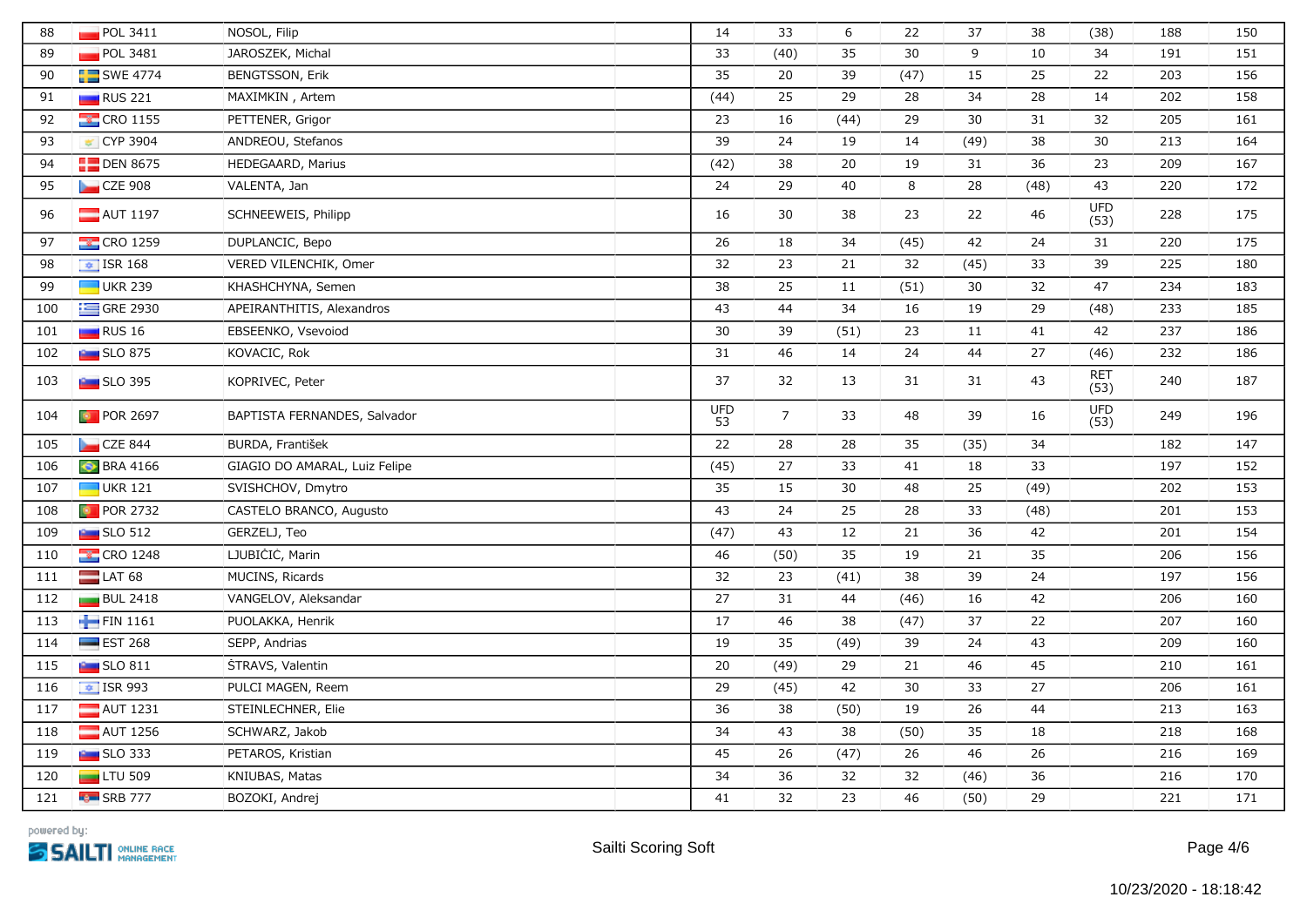| 88 | POL 3411 | NOSOL, Filip | | 14 | 33 | 6 | 22 | 37 | 38 | (38) | 188 | 150 |
|---|---|---|---|---|---|---|---|---|---|---|---|---|
| 89 | POL 3481 | JAROSZEK, Michal | | 33 | (40) | 35 | 30 | 9 | 10 | 34 | 191 | 151 |
| 90 | SWE 4774 | BENGTSSON, Erik | | 35 | 20 | 39 | (47) | 15 | 25 | 22 | 203 | 156 |
| 91 | RUS 221 | MAXIMKIN , Artem | | (44) | 25 | 29 | 28 | 34 | 28 | 14 | 202 | 158 |
| 92 | CRO 1155 | PETTENER, Grigor | | 23 | 16 | (44) | 29 | 30 | 31 | 32 | 205 | 161 |
| 93 | CYP 3904 | ANDREOU, Stefanos | | 39 | 24 | 19 | 14 | (49) | 38 | 30 | 213 | 164 |
| 94 | DEN 8675 | HEDEGAARD, Marius | | (42) | 38 | 20 | 19 | 31 | 36 | 23 | 209 | 167 |
| 95 | CZE 908 | VALENTA, Jan | | 24 | 29 | 40 | 8 | 28 | (48) | 43 | 220 | 172 |
| 96 | AUT 1197 | SCHNEEWEIS, Philipp | | 16 | 30 | 38 | 23 | 22 | 46 | UFD (53) | 228 | 175 |
| 97 | CRO 1259 | DUPLANCIC, Bepo | | 26 | 18 | 34 | (45) | 42 | 24 | 31 | 220 | 175 |
| 98 | ISR 168 | VERED VILENCHIK, Omer | | 32 | 23 | 21 | 32 | (45) | 33 | 39 | 225 | 180 |
| 99 | UKR 239 | KHASHCHYNA, Semen | | 38 | 25 | 11 | (51) | 30 | 32 | 47 | 234 | 183 |
| 100 | GRE 2930 | APEIRANTHITIS, Alexandros | | 43 | 44 | 34 | 16 | 19 | 29 | (48) | 233 | 185 |
| 101 | RUS 16 | EBSEENKO, Vsevoiod | | 30 | 39 | (51) | 23 | 11 | 41 | 42 | 237 | 186 |
| 102 | SLO 875 | KOVACIC, Rok | | 31 | 46 | 14 | 24 | 44 | 27 | (46) | 232 | 186 |
| 103 | SLO 395 | KOPRIVEC, Peter | | 37 | 32 | 13 | 31 | 31 | 43 | RET (53) | 240 | 187 |
| 104 | POR 2697 | BAPTISTA FERNANDES, Salvador | | UFD 53 | 7 | 33 | 48 | 39 | 16 | UFD (53) | 249 | 196 |
| 105 | CZE 844 | BURDA, František | | 22 | 28 | 28 | 35 | (35) | 34 | | 182 | 147 |
| 106 | BRA 4166 | GIAGIO DO AMARAL, Luiz Felipe | | (45) | 27 | 33 | 41 | 18 | 33 | | 197 | 152 |
| 107 | UKR 121 | SVISHCHOV, Dmytro | | 35 | 15 | 30 | 48 | 25 | (49) | | 202 | 153 |
| 108 | POR 2732 | CASTELO BRANCO, Augusto | | 43 | 24 | 25 | 28 | 33 | (48) | | 201 | 153 |
| 109 | SLO 512 | GERZELJ, Teo | | (47) | 43 | 12 | 21 | 36 | 42 | | 201 | 154 |
| 110 | CRO 1248 | LJUBIČIĆ, Marin | | 46 | (50) | 35 | 19 | 21 | 35 | | 206 | 156 |
| 111 | LAT 68 | MUCINS, Ricards | | 32 | 23 | (41) | 38 | 39 | 24 | | 197 | 156 |
| 112 | BUL 2418 | VANGELOV, Aleksandar | | 27 | 31 | 44 | (46) | 16 | 42 | | 206 | 160 |
| 113 | FIN 1161 | PUOLAKKA, Henrik | | 17 | 46 | 38 | (47) | 37 | 22 | | 207 | 160 |
| 114 | EST 268 | SEPP, Andrias | | 19 | 35 | (49) | 39 | 24 | 43 | | 209 | 160 |
| 115 | SLO 811 | ŠTRAVS, Valentin | | 20 | (49) | 29 | 21 | 46 | 45 | | 210 | 161 |
| 116 | ISR 993 | PULCI MAGEN, Reem | | 29 | (45) | 42 | 30 | 33 | 27 | | 206 | 161 |
| 117 | AUT 1231 | STEINLECHNER, Elie | | 36 | 38 | (50) | 19 | 26 | 44 | | 213 | 163 |
| 118 | AUT 1256 | SCHWARZ, Jakob | | 34 | 43 | 38 | (50) | 35 | 18 | | 218 | 168 |
| 119 | SLO 333 | PETAROS, Kristian | | 45 | 26 | (47) | 26 | 46 | 26 | | 216 | 169 |
| 120 | LTU 509 | KNIUBAS, Matas | | 34 | 36 | 32 | 32 | (46) | 36 | | 216 | 170 |
| 121 | SRB 777 | BOZOKI, Andrej | | 41 | 32 | 23 | 46 | (50) | 29 | | 221 | 171 |

powered by: SAILTI ONLINE RACE MANAGEMENT

Sailti Scoring Soft

10/23/2020 - 18:18:42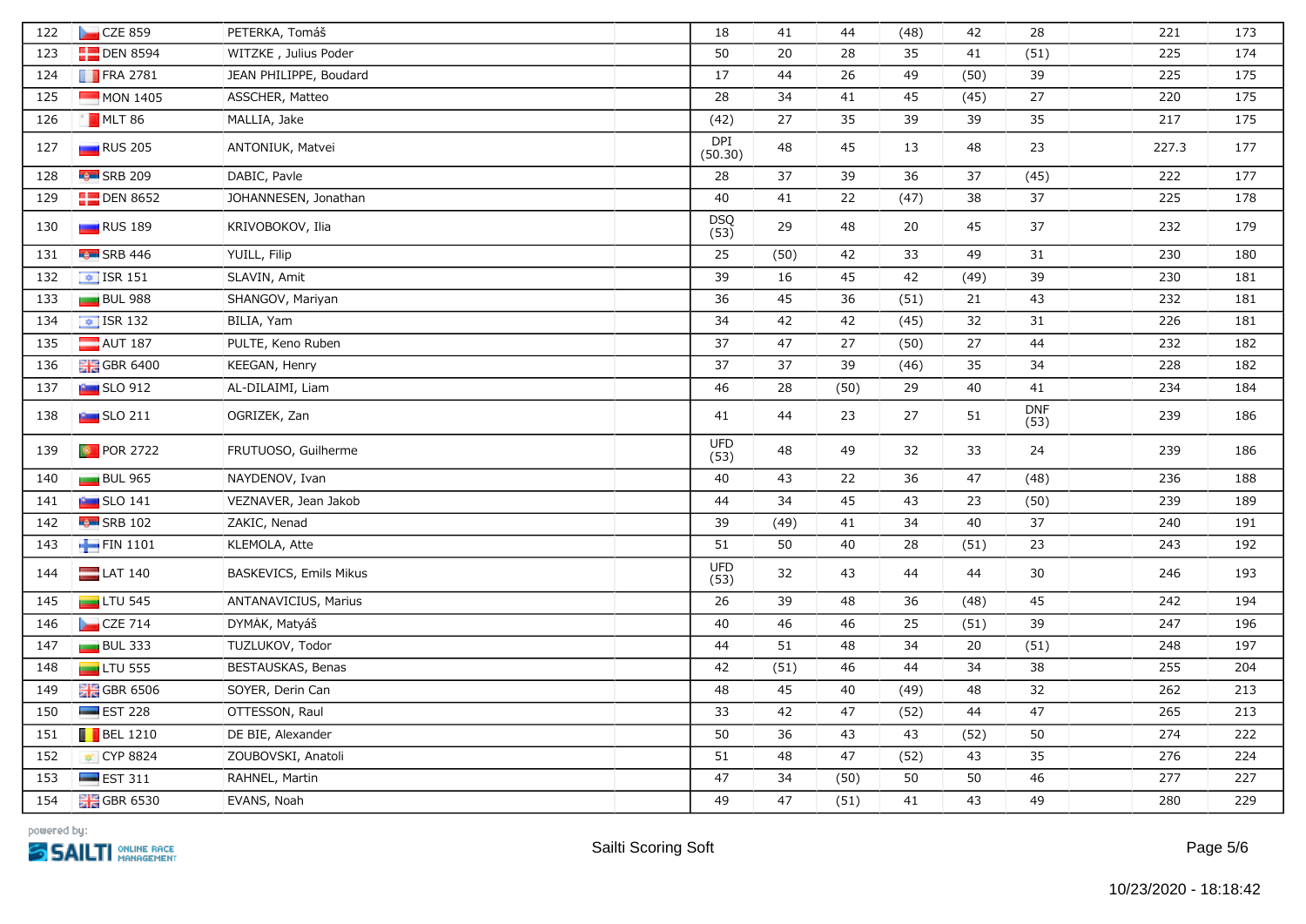| 122 | CZE 859 | PETERKA, Tomáš | | 18 | 41 | 44 | (48) | 42 | 28 | | 221 | 173 |
|---|---|---|---|---|---|---|---|---|---|---|---|---|
| 123 | DEN 8594 | WITZKE , Julius Poder | | 50 | 20 | 28 | 35 | 41 | (51) | | 225 | 174 |
| 124 | FRA 2781 | JEAN PHILIPPE, Boudard | | 17 | 44 | 26 | 49 | (50) | 39 | | 225 | 175 |
| 125 | MON 1405 | ASSCHER, Matteo | | 28 | 34 | 41 | 45 | (45) | 27 | | 220 | 175 |
| 126 | MLT 86 | MALLIA, Jake | | (42) | 27 | 35 | 39 | 39 | 35 | | 217 | 175 |
| 127 | RUS 205 | ANTONIUK, Matvei | | DPI (50.30) | 48 | 45 | 13 | 48 | 23 | | 227.3 | 177 |
| 128 | SRB 209 | DABIC, Pavle | | 28 | 37 | 39 | 36 | 37 | (45) | | 222 | 177 |
| 129 | DEN 8652 | JOHANNESEN, Jonathan | | 40 | 41 | 22 | (47) | 38 | 37 | | 225 | 178 |
| 130 | RUS 189 | KRIVOBOKOV, Ilia | | DSQ (53) | 29 | 48 | 20 | 45 | 37 | | 232 | 179 |
| 131 | SRB 446 | YUILL, Filip | | 25 | (50) | 42 | 33 | 49 | 31 | | 230 | 180 |
| 132 | ISR 151 | SLAVIN, Amit | | 39 | 16 | 45 | 42 | (49) | 39 | | 230 | 181 |
| 133 | BUL 988 | SHANGOV, Mariyan | | 36 | 45 | 36 | (51) | 21 | 43 | | 232 | 181 |
| 134 | ISR 132 | BILIA, Yam | | 34 | 42 | 42 | (45) | 32 | 31 | | 226 | 181 |
| 135 | AUT 187 | PULTE, Keno Ruben | | 37 | 47 | 27 | (50) | 27 | 44 | | 232 | 182 |
| 136 | GBR 6400 | KEEGAN, Henry | | 37 | 37 | 39 | (46) | 35 | 34 | | 228 | 182 |
| 137 | SLO 912 | AL-DILAIMI, Liam | | 46 | 28 | (50) | 29 | 40 | 41 | | 234 | 184 |
| 138 | SLO 211 | OGRIZEK, Zan | | 41 | 44 | 23 | 27 | 51 | DNF (53) | | 239 | 186 |
| 139 | POR 2722 | FRUTUOSO, Guilherme | | UFD (53) | 48 | 49 | 32 | 33 | 24 | | 239 | 186 |
| 140 | BUL 965 | NAYDENOV, Ivan | | 40 | 43 | 22 | 36 | 47 | (48) | | 236 | 188 |
| 141 | SLO 141 | VEZNAVER, Jean Jakob | | 44 | 34 | 45 | 43 | 23 | (50) | | 239 | 189 |
| 142 | SRB 102 | ZAKIC, Nenad | | 39 | (49) | 41 | 34 | 40 | 37 | | 240 | 191 |
| 143 | FIN 1101 | KLEMOLA, Atte | | 51 | 50 | 40 | 28 | (51) | 23 | | 243 | 192 |
| 144 | LAT 140 | BASKEVICS, Emils Mikus | | UFD (53) | 32 | 43 | 44 | 44 | 30 | | 246 | 193 |
| 145 | LTU 545 | ANTANAVICIUS, Marius | | 26 | 39 | 48 | 36 | (48) | 45 | | 242 | 194 |
| 146 | CZE 714 | DYMÁK, Matyáš | | 40 | 46 | 46 | 25 | (51) | 39 | | 247 | 196 |
| 147 | BUL 333 | TUZLUKOV, Todor | | 44 | 51 | 48 | 34 | 20 | (51) | | 248 | 197 |
| 148 | LTU 555 | BESTAUSKAS, Benas | | 42 | (51) | 46 | 44 | 34 | 38 | | 255 | 204 |
| 149 | GBR 6506 | SOYER, Derin Can | | 48 | 45 | 40 | (49) | 48 | 32 | | 262 | 213 |
| 150 | EST 228 | OTTESSON, Raul | | 33 | 42 | 47 | (52) | 44 | 47 | | 265 | 213 |
| 151 | BEL 1210 | DE BIE, Alexander | | 50 | 36 | 43 | 43 | (52) | 50 | | 274 | 222 |
| 152 | CYP 8824 | ZOUBOVSKI, Anatoli | | 51 | 48 | 47 | (52) | 43 | 35 | | 276 | 224 |
| 153 | EST 311 | RAHNEL, Martin | | 47 | 34 | (50) | 50 | 50 | 46 | | 277 | 227 |
| 154 | GBR 6530 | EVANS, Noah | | 49 | 47 | (51) | 41 | 43 | 49 | | 280 | 229 |

powered by: SAILTI ONLINE RACE MANAGEMENT

Sailti Scoring Soft

10/23/2020 - 18:18:42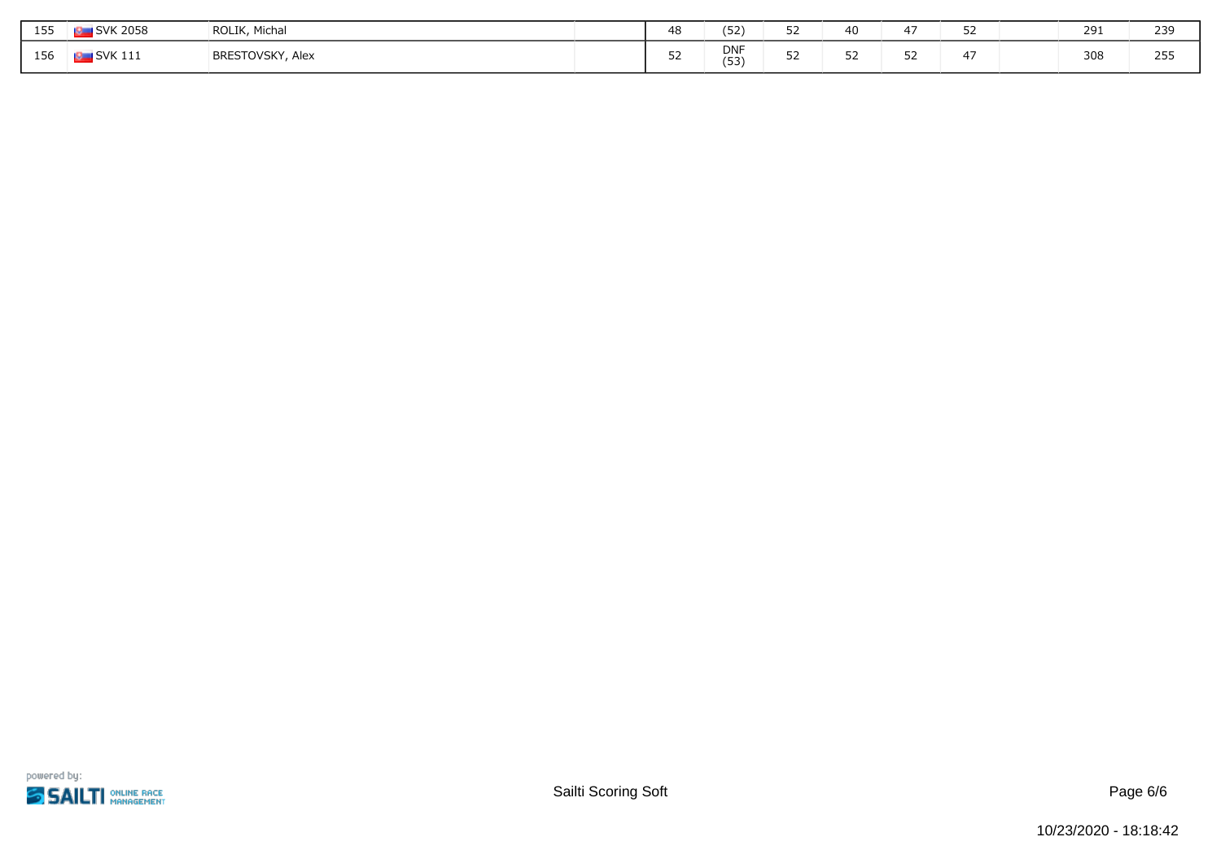| | | | | | | | | | | | | |
|---|---|---|---|---|---|---|---|---|---|---|---|---|
| 155 | SVK 2058 | ROLIK, Michal | | 48 | (52) | 52 | 40 | 47 | 52 | | 291 | 239 |
| 156 | SVK 111 | BRESTOVSKY, Alex | | 52 | DNF (53) | 52 | 52 | 52 | 47 | | 308 | 255 |

powered by: SAILTI ONLINE RACE MANAGEMENT

Sailti Scoring Soft

10/23/2020 - 18:18:42